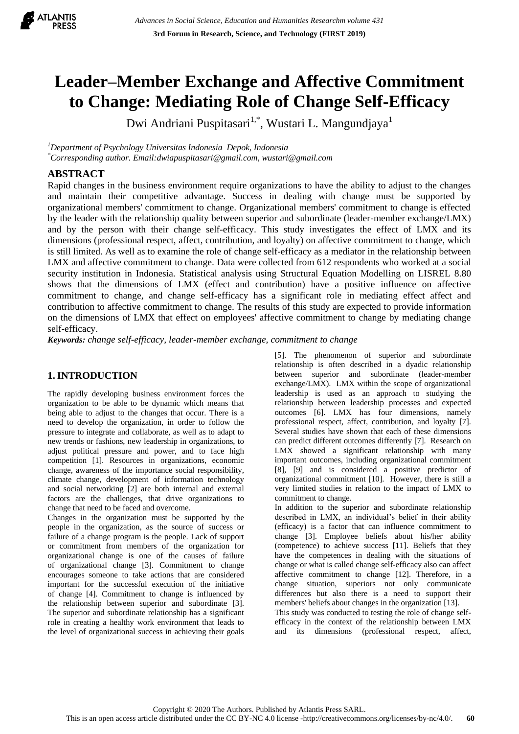# Leader–Member Exchange and Affective Commitment to Change: Mediating Role of Change Self-Efficacy

Dwi Andriani Puspitasari[1,*], Wustari L. Mangundjaya[1]

[1]*Department of Psychology Universitas Indonesia Depok, Indonesia*
[*]*Corresponding author. Email:dwiapuspitasari@gmail.com, wustari@gmail.com*

## ABSTRACT

Rapid changes in the business environment require organizations to have the ability to adjust to the changes and maintain their competitive advantage. Success in dealing with change must be supported by organizational members' commitment to change. Organizational members' commitment to change is effected by the leader with the relationship quality between superior and subordinate (leader-member exchange/LMX) and by the person with their change self-efficacy. This study investigates the effect of LMX and its dimensions (professional respect, affect, contribution, and loyalty) on affective commitment to change, which is still limited. As well as to examine the role of change self-efficacy as a mediator in the relationship between LMX and affective commitment to change. Data were collected from 612 respondents who worked at a social security institution in Indonesia. Statistical analysis using Structural Equation Modelling on LISREL 8.80 shows that the dimensions of LMX (effect and contribution) have a positive influence on affective commitment to change, and change self-efficacy has a significant role in mediating effect affect and contribution to affective commitment to change. The results of this study are expected to provide information on the dimensions of LMX that effect on employees' affective commitment to change by mediating change self-efficacy.

***Keywords:*** *change self-efficacy, leader-member exchange, commitment to change*

## 1. INTRODUCTION

The rapidly developing business environment forces the organization to be able to be dynamic which means that being able to adjust to the changes that occur. There is a need to develop the organization, in order to follow the pressure to integrate and collaborate, as well as to adapt to new trends or fashions, new leadership in organizations, to adjust political pressure and power, and to face high competition [1]. Resources in organizations, economic change, awareness of the importance social responsibility, climate change, development of information technology and social networking [2] are both internal and external factors are the challenges, that drive organizations to change that need to be faced and overcome.

Changes in the organization must be supported by the people in the organization, as the source of success or failure of a change program is the people. Lack of support or commitment from members of the organization for organizational change is one of the causes of failure of organizational change [3]. Commitment to change encourages someone to take actions that are considered important for the successful execution of the initiative of change [4]. Commitment to change is influenced by the relationship between superior and subordinate [3]. The superior and subordinate relationship has a significant role in creating a healthy work environment that leads to the level of organizational success in achieving their goals [5]. The phenomenon of superior and subordinate relationship is often described in a dyadic relationship between superior and subordinate (leader-member exchange/LMX). LMX within the scope of organizational leadership is used as an approach to studying the relationship between leadership processes and expected outcomes [6]. LMX has four dimensions, namely professional respect, affect, contribution, and loyalty [7]. Several studies have shown that each of these dimensions can predict different outcomes differently [7]. Research on LMX showed a significant relationship with many important outcomes, including organizational commitment [8], [9] and is considered a positive predictor of organizational commitment [10]. However, there is still a very limited studies in relation to the impact of LMX to commitment to change.

In addition to the superior and subordinate relationship described in LMX, an individual's belief in their ability (efficacy) is a factor that can influence commitment to change [3]. Employee beliefs about his/her ability (competence) to achieve success [11]. Beliefs that they have the competences in dealing with the situations of change or what is called change self-efficacy also can affect affective commitment to change [12]. Therefore, in a change situation, superiors not only communicate differences but also there is a need to support their members' beliefs about changes in the organization [13].

This study was conducted to testing the role of change self-efficacy in the context of the relationship between LMX and its dimensions (professional respect, affect,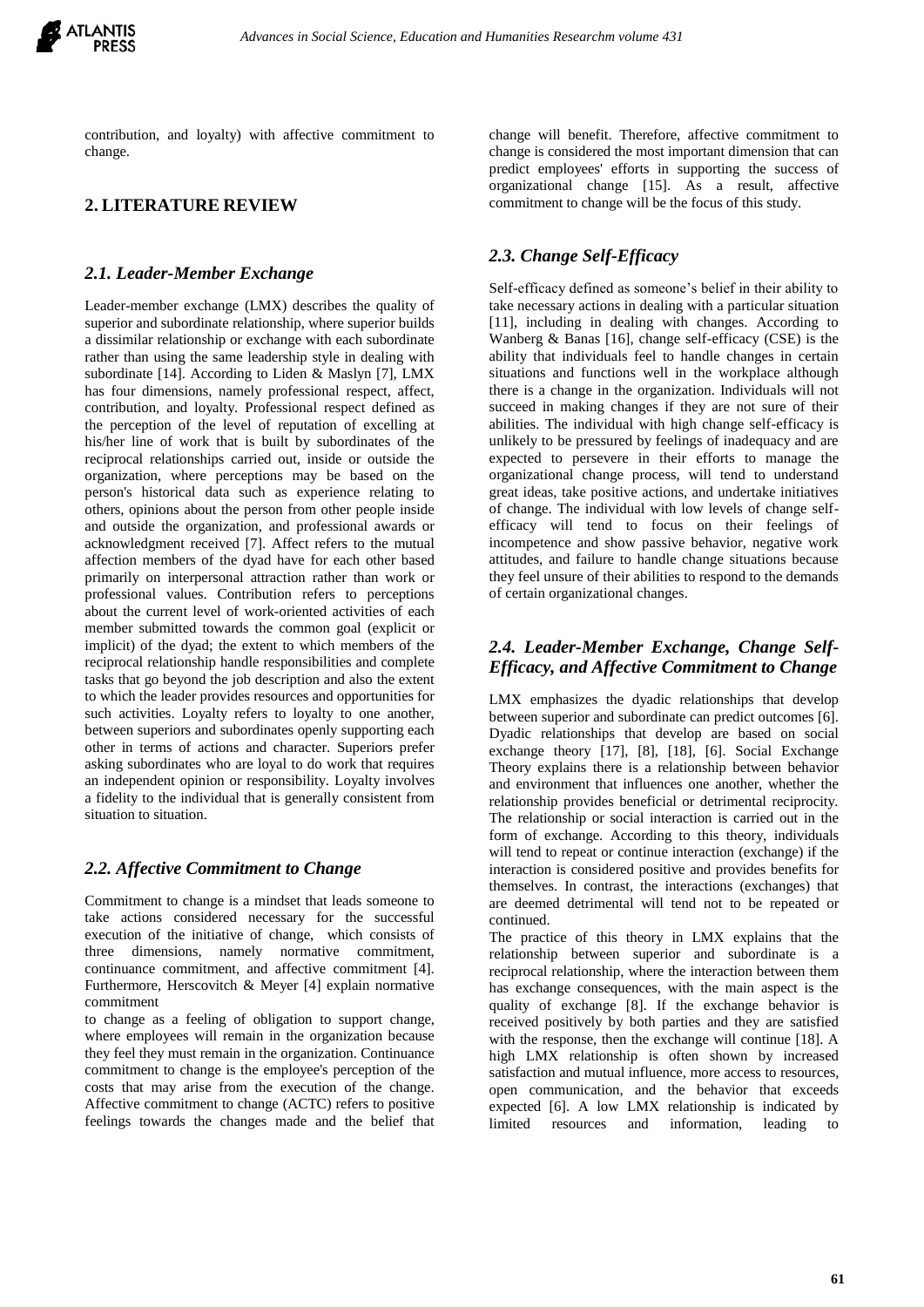contribution, and loyalty) with affective commitment to change.

## 2. LITERATURE REVIEW

### *2.1. Leader-Member Exchange*

Leader-member exchange (LMX) describes the quality of superior and subordinate relationship, where superior builds a dissimilar relationship or exchange with each subordinate rather than using the same leadership style in dealing with subordinate [14]. According to Liden & Maslyn [7], LMX has four dimensions, namely professional respect, affect, contribution, and loyalty. Professional respect defined as the perception of the level of reputation of excelling at his/her line of work that is built by subordinates of the reciprocal relationships carried out, inside or outside the organization, where perceptions may be based on the person's historical data such as experience relating to others, opinions about the person from other people inside and outside the organization, and professional awards or acknowledgment received [7]. Affect refers to the mutual affection members of the dyad have for each other based primarily on interpersonal attraction rather than work or professional values. Contribution refers to perceptions about the current level of work-oriented activities of each member submitted towards the common goal (explicit or implicit) of the dyad; the extent to which members of the reciprocal relationship handle responsibilities and complete tasks that go beyond the job description and also the extent to which the leader provides resources and opportunities for such activities. Loyalty refers to loyalty to one another, between superiors and subordinates openly supporting each other in terms of actions and character. Superiors prefer asking subordinates who are loyal to do work that requires an independent opinion or responsibility. Loyalty involves a fidelity to the individual that is generally consistent from situation to situation.

### *2.2. Affective Commitment to Change*

Commitment to change is a mindset that leads someone to take actions considered necessary for the successful execution of the initiative of change, which consists of three dimensions, namely normative commitment, continuance commitment, and affective commitment [4]. Furthermore, Herscovitch & Meyer [4] explain normative commitment to change as a feeling of obligation to support change, where employees will remain in the organization because they feel they must remain in the organization. Continuance commitment to change is the employee's perception of the costs that may arise from the execution of the change. Affective commitment to change (ACTC) refers to positive feelings towards the changes made and the belief that change will benefit. Therefore, affective commitment to change is considered the most important dimension that can predict employees' efforts in supporting the success of organizational change [15]. As a result, affective commitment to change will be the focus of this study.

### *2.3. Change Self-Efficacy*

Self-efficacy defined as someone's belief in their ability to take necessary actions in dealing with a particular situation [11], including in dealing with changes. According to Wanberg & Banas [16], change self-efficacy (CSE) is the ability that individuals feel to handle changes in certain situations and functions well in the workplace although there is a change in the organization. Individuals will not succeed in making changes if they are not sure of their abilities. The individual with high change self-efficacy is unlikely to be pressured by feelings of inadequacy and are expected to persevere in their efforts to manage the organizational change process, will tend to understand great ideas, take positive actions, and undertake initiatives of change. The individual with low levels of change self-efficacy will tend to focus on their feelings of incompetence and show passive behavior, negative work attitudes, and failure to handle change situations because they feel unsure of their abilities to respond to the demands of certain organizational changes.

### *2.4. Leader-Member Exchange, Change Self-Efficacy, and Affective Commitment to Change*

LMX emphasizes the dyadic relationships that develop between superior and subordinate can predict outcomes [6]. Dyadic relationships that develop are based on social exchange theory [17], [8], [18], [6]. Social Exchange Theory explains there is a relationship between behavior and environment that influences one another, whether the relationship provides beneficial or detrimental reciprocity. The relationship or social interaction is carried out in the form of exchange. According to this theory, individuals will tend to repeat or continue interaction (exchange) if the interaction is considered positive and provides benefits for themselves. In contrast, the interactions (exchanges) that are deemed detrimental will tend not to be repeated or continued.

The practice of this theory in LMX explains that the relationship between superior and subordinate is a reciprocal relationship, where the interaction between them has exchange consequences, with the main aspect is the quality of exchange [8]. If the exchange behavior is received positively by both parties and they are satisfied with the response, then the exchange will continue [18]. A high LMX relationship is often shown by increased satisfaction and mutual influence, more access to resources, open communication, and the behavior that exceeds expected [6]. A low LMX relationship is indicated by limited resources and information, leading to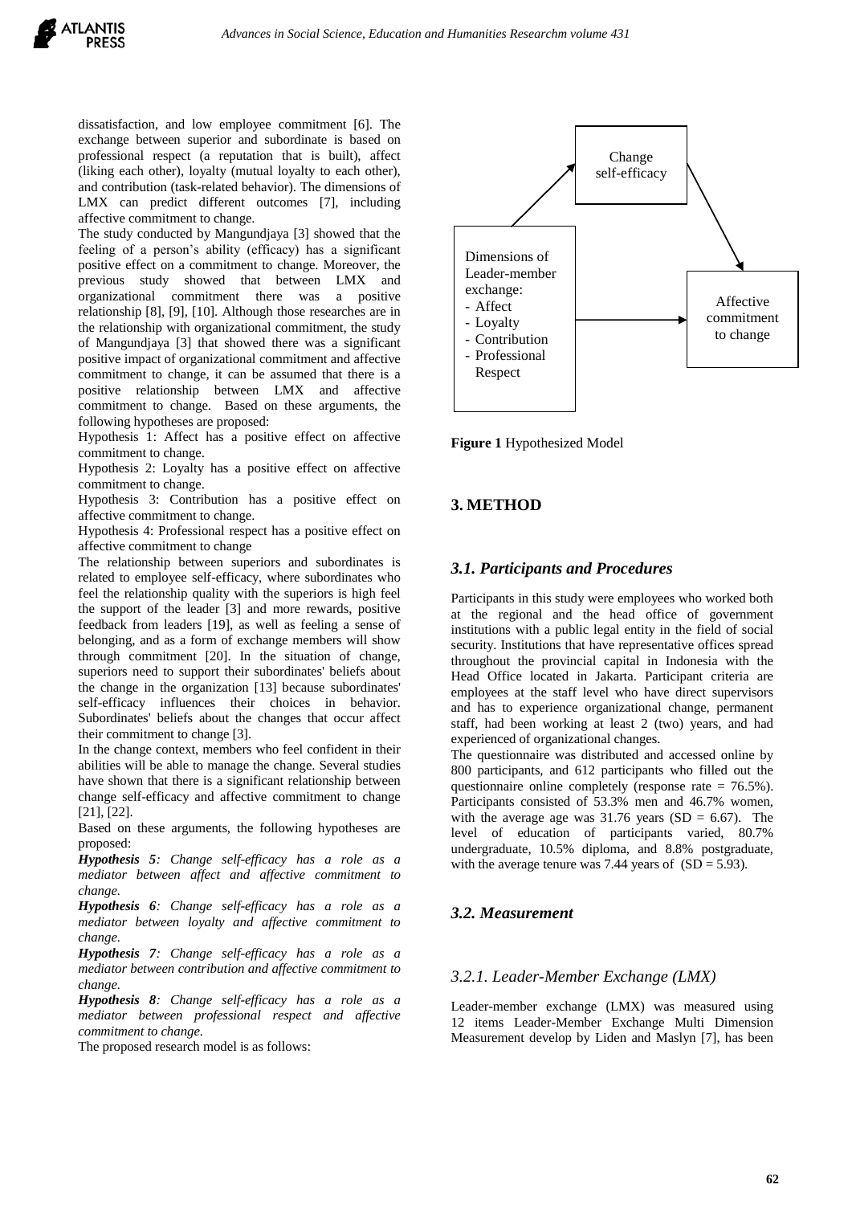dissatisfaction, and low employee commitment [6]. The exchange between superior and subordinate is based on professional respect (a reputation that is built), affect (liking each other), loyalty (mutual loyalty to each other), and contribution (task-related behavior). The dimensions of LMX can predict different outcomes [7], including affective commitment to change.

The study conducted by Mangundjaya [3] showed that the feeling of a person's ability (efficacy) has a significant positive effect on a commitment to change. Moreover, the previous study showed that between LMX and organizational commitment there was a positive relationship [8], [9], [10]. Although those researches are in the relationship with organizational commitment, the study of Mangundjaya [3] that showed there was a significant positive impact of organizational commitment and affective commitment to change, it can be assumed that there is a positive relationship between LMX and affective commitment to change. Based on these arguments, the following hypotheses are proposed:

Hypothesis 1: Affect has a positive effect on affective commitment to change.

Hypothesis 2: Loyalty has a positive effect on affective commitment to change.

Hypothesis 3: Contribution has a positive effect on affective commitment to change.

Hypothesis 4: Professional respect has a positive effect on affective commitment to change

The relationship between superiors and subordinates is related to employee self-efficacy, where subordinates who feel the relationship quality with the superiors is high feel the support of the leader [3] and more rewards, positive feedback from leaders [19], as well as feeling a sense of belonging, and as a form of exchange members will show through commitment [20]. In the situation of change, superiors need to support their subordinates' beliefs about the change in the organization [13] because subordinates' self-efficacy influences their choices in behavior. Subordinates' beliefs about the changes that occur affect their commitment to change [3].

In the change context, members who feel confident in their abilities will be able to manage the change. Several studies have shown that there is a significant relationship between change self-efficacy and affective commitment to change [21], [22].

Based on these arguments, the following hypotheses are proposed:

***Hypothesis 5**: Change self-efficacy has a role as a mediator between affect and affective commitment to change.*

***Hypothesis 6**: Change self-efficacy has a role as a mediator between loyalty and affective commitment to change.*

***Hypothesis 7**: Change self-efficacy has a role as a mediator between contribution and affective commitment to change.*

***Hypothesis 8**: Change self-efficacy has a role as a mediator between professional respect and affective commitment to change.*

The proposed research model is as follows:

Change self-efficacy

Dimensions of Leader-member exchange:
- Affect
- Loyalty
- Contribution
- Professional Respect

Affective commitment to change

**Figure 1** Hypothesized Model

## 3. METHOD

### *3.1. Participants and Procedures*

Participants in this study were employees who worked both at the regional and the head office of government institutions with a public legal entity in the field of social security. Institutions that have representative offices spread throughout the provincial capital in Indonesia with the Head Office located in Jakarta. Participant criteria are employees at the staff level who have direct supervisors and has to experience organizational change, permanent staff, had been working at least 2 (two) years, and had experienced of organizational changes.

The questionnaire was distributed and accessed online by 800 participants, and 612 participants who filled out the questionnaire online completely (response rate = 76.5%). Participants consisted of 53.3% men and 46.7% women, with the average age was 31.76 years (SD = 6.67). The level of education of participants varied, 80.7% undergraduate, 10.5% diploma, and 8.8% postgraduate, with the average tenure was 7.44 years of (SD = 5.93).

### *3.2. Measurement*

#### *3.2.1. Leader-Member Exchange (LMX)*

Leader-member exchange (LMX) was measured using 12 items Leader-Member Exchange Multi Dimension Measurement develop by Liden and Maslyn [7], has been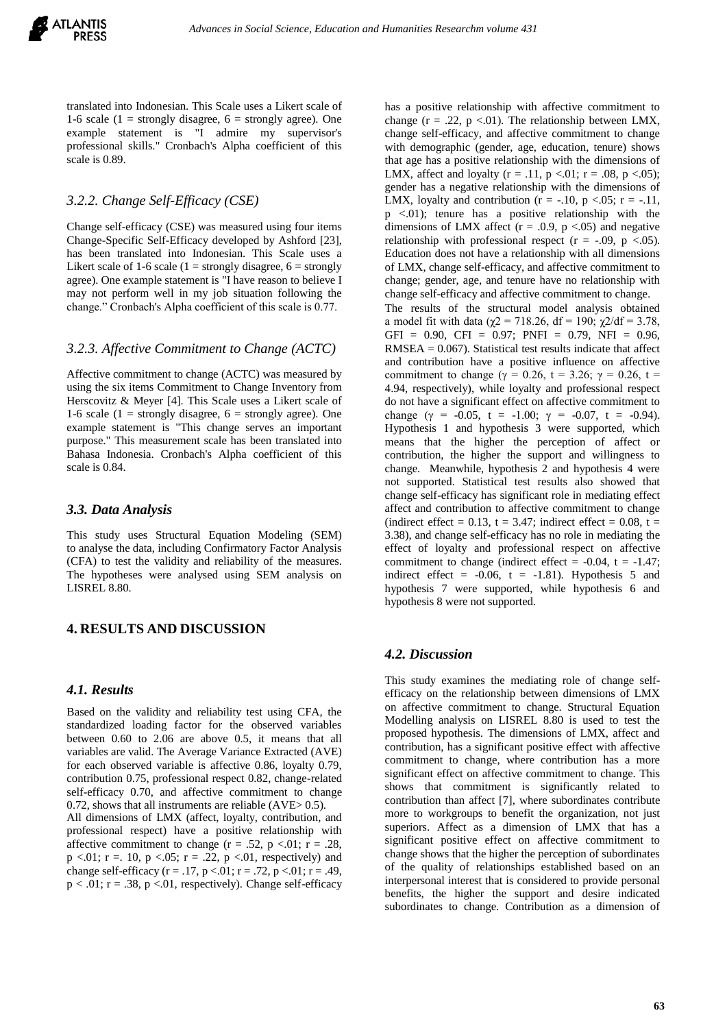translated into Indonesian. This Scale uses a Likert scale of 1-6 scale (1 = strongly disagree, 6 = strongly agree). One example statement is "I admire my supervisor's professional skills." Cronbach's Alpha coefficient of this scale is 0.89.

### *3.2.2. Change Self-Efficacy (CSE)*

Change self-efficacy (CSE) was measured using four items Change-Specific Self-Efficacy developed by Ashford [23], has been translated into Indonesian. This Scale uses a Likert scale of 1-6 scale (1 = strongly disagree, 6 = strongly agree). One example statement is "I have reason to believe I may not perform well in my job situation following the change." Cronbach's Alpha coefficient of this scale is 0.77.

### *3.2.3. Affective Commitment to Change (ACTC)*

Affective commitment to change (ACTC) was measured by using the six items Commitment to Change Inventory from Herscovitz & Meyer [4]. This Scale uses a Likert scale of 1-6 scale (1 = strongly disagree, 6 = strongly agree). One example statement is "This change serves an important purpose." This measurement scale has been translated into Bahasa Indonesia. Cronbach's Alpha coefficient of this scale is 0.84.

### *3.3. Data Analysis*

This study uses Structural Equation Modeling (SEM) to analyse the data, including Confirmatory Factor Analysis (CFA) to test the validity and reliability of the measures. The hypotheses were analysed using SEM analysis on LISREL 8.80.

## 4. RESULTS AND DISCUSSION

### *4.1. Results*

Based on the validity and reliability test using CFA, the standardized loading factor for the observed variables between 0.60 to 2.06 are above 0.5, it means that all variables are valid. The Average Variance Extracted (AVE) for each observed variable is affective 0.86, loyalty 0.79, contribution 0.75, professional respect 0.82, change-related self-efficacy 0.70, and affective commitment to change 0.72, shows that all instruments are reliable (AVE> 0.5).

All dimensions of LMX (affect, loyalty, contribution, and professional respect) have a positive relationship with affective commitment to change ($r = .52$, $p < .01$; $r = .28$, $p < .01$; $r = .10$, $p < .05$; $r = .22$, $p < .01$, respectively) and change self-efficacy ($r = .17$, $p < .01$; $r = .72$, $p < .01$; $r = .49$, $p < .01$; $r = .38$, $p < .01$, respectively). Change self-efficacy has a positive relationship with affective commitment to change ($r = .22$, $p < .01$). The relationship between LMX, change self-efficacy, and affective commitment to change with demographic (gender, age, education, tenure) shows that age has a positive relationship with the dimensions of LMX, affect and loyalty ($r = .11$, $p < .01$; $r = .08$, $p < .05$); gender has a negative relationship with the dimensions of LMX, loyalty and contribution ($r = -.10$, $p < .05$; $r = -.11$, $p < .01$); tenure has a positive relationship with the dimensions of LMX affect ($r = .9$, $p < .05$) and negative relationship with professional respect ($r = -.09$, $p < .05$). Education does not have a relationship with all dimensions of LMX, change self-efficacy, and affective commitment to change; gender, age, and tenure have no relationship with change self-efficacy and affective commitment to change.

The results of the structural model analysis obtained a model fit with data ($\chi2 = 718.26$, df = 190; $\chi2/df = 3.78$, GFI = 0.90, CFI = 0.97; PNFI = 0.79, NFI = 0.96, RMSEA = 0.067). Statistical test results indicate that affect and contribution have a positive influence on affective commitment to change ($\gamma = 0.26$, $t = 3.26$; $\gamma = 0.26$, $t = 4.94$, respectively), while loyalty and professional respect do not have a significant effect on affective commitment to change ($\gamma = -0.05$, $t = -1.00$; $\gamma = -0.07$, $t = -0.94$). Hypothesis 1 and hypothesis 3 were supported, which means that the higher the perception of affect or contribution, the higher the support and willingness to change. Meanwhile, hypothesis 2 and hypothesis 4 were not supported. Statistical test results also showed that change self-efficacy has significant role in mediating effect affect and contribution to affective commitment to change (indirect effect = 0.13, $t = 3.47$; indirect effect = 0.08, $t = 3.38$), and change self-efficacy has no role in mediating the effect of loyalty and professional respect on affective commitment to change (indirect effect = -0.04, $t = -1.47$; indirect effect = -0.06, $t = -1.81$). Hypothesis 5 and hypothesis 7 were supported, while hypothesis 6 and hypothesis 8 were not supported.

### *4.2. Discussion*

This study examines the mediating role of change self-efficacy on the relationship between dimensions of LMX on affective commitment to change. Structural Equation Modelling analysis on LISREL 8.80 is used to test the proposed hypothesis. The dimensions of LMX, affect and contribution, has a significant positive effect with affective commitment to change, where contribution has a more significant effect on affective commitment to change. This shows that commitment is significantly related to contribution than affect [7], where subordinates contribute more to workgroups to benefit the organization, not just superiors. Affect as a dimension of LMX that has a significant positive effect on affective commitment to change shows that the higher the perception of subordinates of the quality of relationships established based on an interpersonal interest that is considered to provide personal benefits, the higher the support and desire indicated subordinates to change. Contribution as a dimension of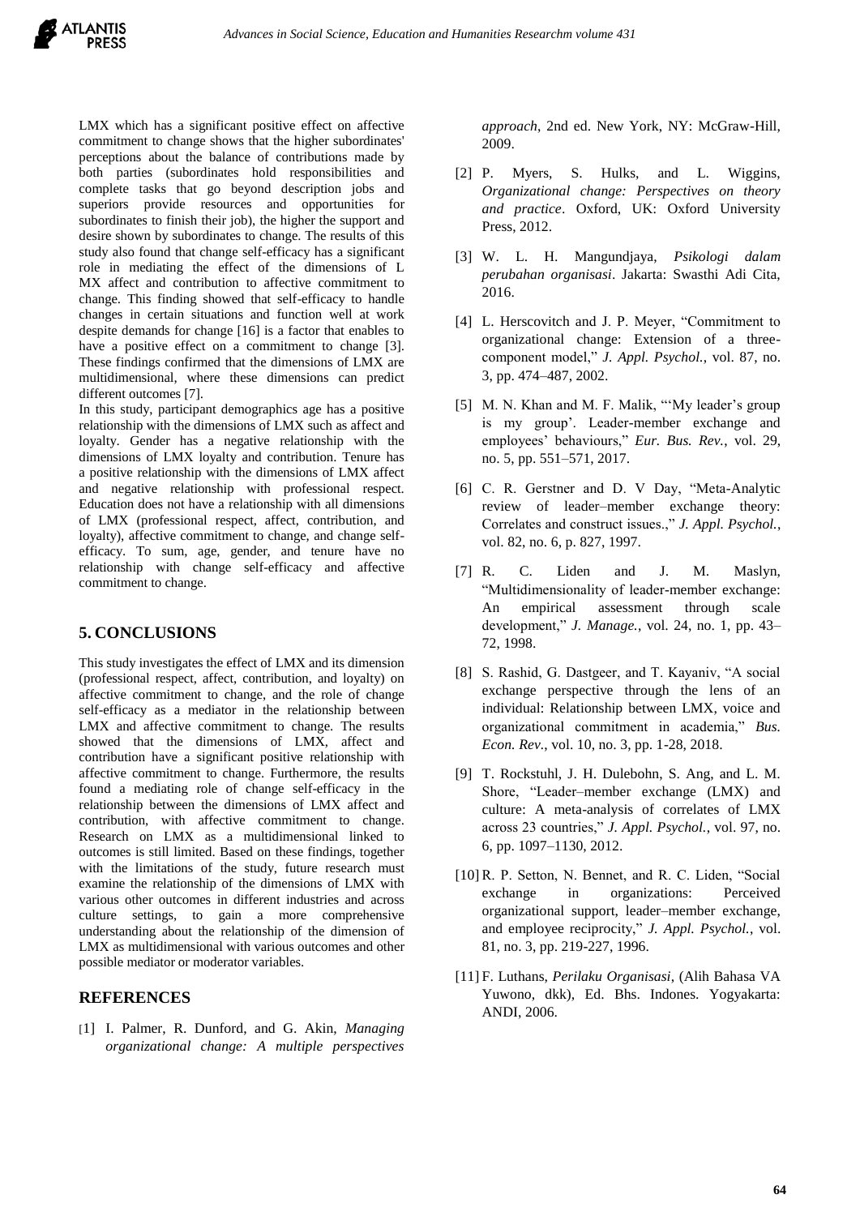LMX which has a significant positive effect on affective commitment to change shows that the higher subordinates' perceptions about the balance of contributions made by both parties (subordinates hold responsibilities and complete tasks that go beyond description jobs and superiors provide resources and opportunities for subordinates to finish their job), the higher the support and desire shown by subordinates to change. The results of this study also found that change self-efficacy has a significant role in mediating the effect of the dimensions of L MX affect and contribution to affective commitment to change. This finding showed that self-efficacy to handle changes in certain situations and function well at work despite demands for change [16] is a factor that enables to have a positive effect on a commitment to change [3]. These findings confirmed that the dimensions of LMX are multidimensional, where these dimensions can predict different outcomes [7].

In this study, participant demographics age has a positive relationship with the dimensions of LMX such as affect and loyalty. Gender has a negative relationship with the dimensions of LMX loyalty and contribution. Tenure has a positive relationship with the dimensions of LMX affect and negative relationship with professional respect. Education does not have a relationship with all dimensions of LMX (professional respect, affect, contribution, and loyalty), affective commitment to change, and change self-efficacy. To sum, age, gender, and tenure have no relationship with change self-efficacy and affective commitment to change.

## 5. CONCLUSIONS

This study investigates the effect of LMX and its dimension (professional respect, affect, contribution, and loyalty) on affective commitment to change, and the role of change self-efficacy as a mediator in the relationship between LMX and affective commitment to change. The results showed that the dimensions of LMX, affect and contribution have a significant positive relationship with affective commitment to change. Furthermore, the results found a mediating role of change self-efficacy in the relationship between the dimensions of LMX affect and contribution, with affective commitment to change. Research on LMX as a multidimensional linked to outcomes is still limited. Based on these findings, together with the limitations of the study, future research must examine the relationship of the dimensions of LMX with various other outcomes in different industries and across culture settings, to gain a more comprehensive understanding about the relationship of the dimension of LMX as multidimensional with various outcomes and other possible mediator or moderator variables.

## REFERENCES

[1] I. Palmer, R. Dunford, and G. Akin, *Managing organizational change: A multiple perspectives approach*, 2nd ed. New York, NY: McGraw-Hill, 2009.

[2] P. Myers, S. Hulks, and L. Wiggins, *Organizational change: Perspectives on theory and practice*. Oxford, UK: Oxford University Press, 2012.

[3] W. L. H. Mangundjaya, *Psikologi dalam perubahan organisasi*. Jakarta: Swasthi Adi Cita, 2016.

[4] L. Herscovitch and J. P. Meyer, "Commitment to organizational change: Extension of a three-component model," *J. Appl. Psychol.*, vol. 87, no. 3, pp. 474–487, 2002.

[5] M. N. Khan and M. F. Malik, "'My leader's group is my group'. Leader-member exchange and employees' behaviours," *Eur. Bus. Rev.*, vol. 29, no. 5, pp. 551–571, 2017.

[6] C. R. Gerstner and D. V Day, "Meta-Analytic review of leader–member exchange theory: Correlates and construct issues.," *J. Appl. Psychol.*, vol. 82, no. 6, p. 827, 1997.

[7] R. C. Liden and J. M. Maslyn, "Multidimensionality of leader-member exchange: An empirical assessment through scale development," *J. Manage.*, vol. 24, no. 1, pp. 43–72, 1998.

[8] S. Rashid, G. Dastgeer, and T. Kayaniv, "A social exchange perspective through the lens of an individual: Relationship between LMX, voice and organizational commitment in academia," *Bus. Econ. Rev.*, vol. 10, no. 3, pp. 1-28, 2018.

[9] T. Rockstuhl, J. H. Dulebohn, S. Ang, and L. M. Shore, "Leader–member exchange (LMX) and culture: A meta-analysis of correlates of LMX across 23 countries," *J. Appl. Psychol.*, vol. 97, no. 6, pp. 1097–1130, 2012.

[10] R. P. Setton, N. Bennet, and R. C. Liden, "Social exchange in organizations: Perceived organizational support, leader–member exchange, and employee reciprocity," *J. Appl. Psychol.*, vol. 81, no. 3, pp. 219-227, 1996.

[11] F. Luthans, *Perilaku Organisasi*, (Alih Bahasa VA Yuwono, dkk), Ed. Bhs. Indones. Yogyakarta: ANDI, 2006.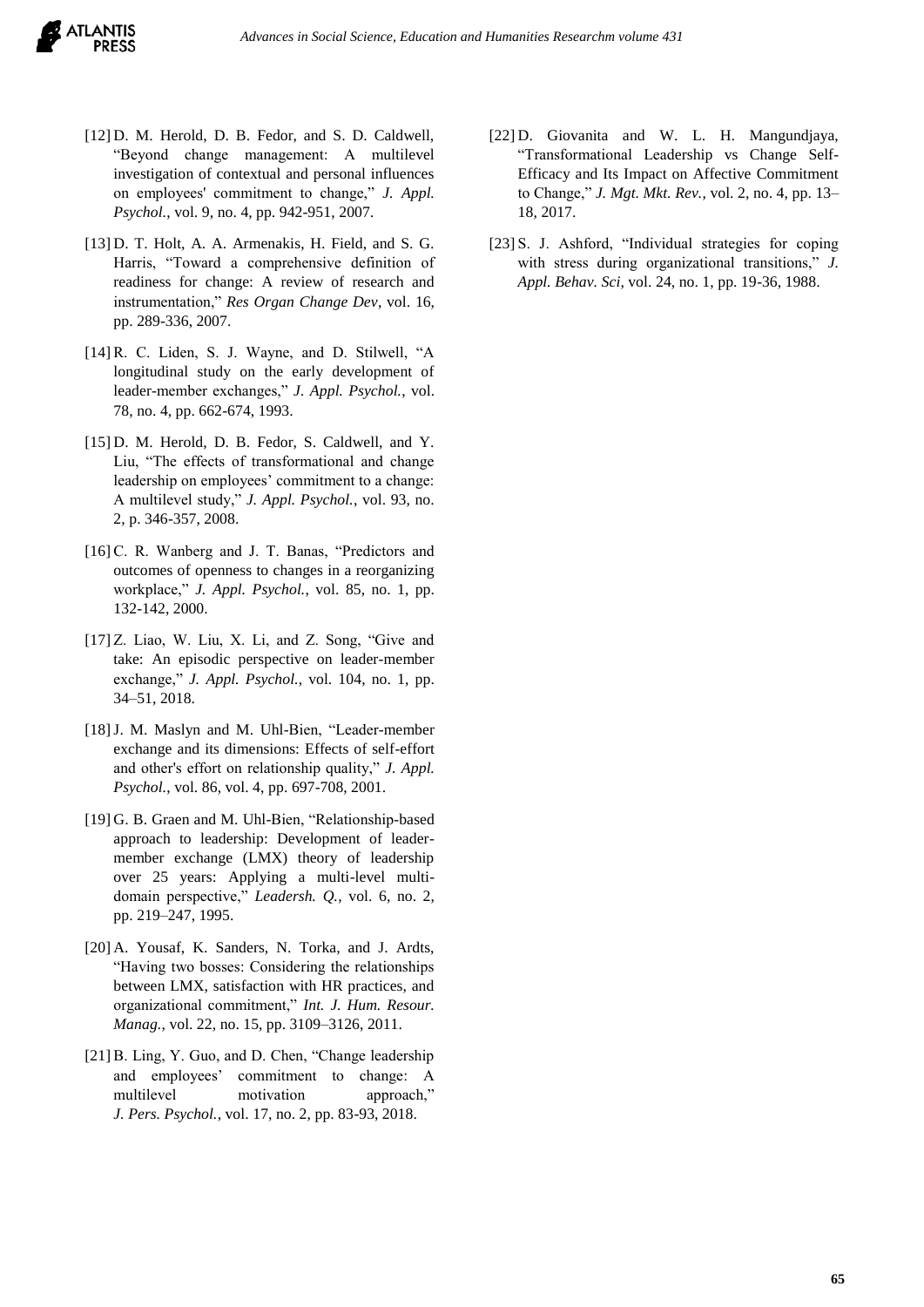[12] D. M. Herold, D. B. Fedor, and S. D. Caldwell, "Beyond change management: A multilevel investigation of contextual and personal influences on employees' commitment to change," *J. Appl. Psychol.*, vol. 9, no. 4, pp. 942-951, 2007.

[13] D. T. Holt, A. A. Armenakis, H. Field, and S. G. Harris, "Toward a comprehensive definition of readiness for change: A review of research and instrumentation," *Res Organ Change Dev*, vol. 16, pp. 289-336, 2007.

[14] R. C. Liden, S. J. Wayne, and D. Stilwell, "A longitudinal study on the early development of leader-member exchanges," *J. Appl. Psychol.*, vol. 78, no. 4, pp. 662-674, 1993.

[15] D. M. Herold, D. B. Fedor, S. Caldwell, and Y. Liu, "The effects of transformational and change leadership on employees' commitment to a change: A multilevel study," *J. Appl. Psychol.*, vol. 93, no. 2, p. 346-357, 2008.

[16] C. R. Wanberg and J. T. Banas, "Predictors and outcomes of openness to changes in a reorganizing workplace," *J. Appl. Psychol.*, vol. 85, no. 1, pp. 132-142, 2000.

[17] Z. Liao, W. Liu, X. Li, and Z. Song, "Give and take: An episodic perspective on leader-member exchange," *J. Appl. Psychol.*, vol. 104, no. 1, pp. 34–51, 2018.

[18] J. M. Maslyn and M. Uhl-Bien, "Leader-member exchange and its dimensions: Effects of self-effort and other's effort on relationship quality," *J. Appl. Psychol.*, vol. 86, vol. 4, pp. 697-708, 2001.

[19] G. B. Graen and M. Uhl-Bien, "Relationship-based approach to leadership: Development of leader-member exchange (LMX) theory of leadership over 25 years: Applying a multi-level multi-domain perspective," *Leadersh. Q.*, vol. 6, no. 2, pp. 219–247, 1995.

[20] A. Yousaf, K. Sanders, N. Torka, and J. Ardts, "Having two bosses: Considering the relationships between LMX, satisfaction with HR practices, and organizational commitment," *Int. J. Hum. Resour. Manag.*, vol. 22, no. 15, pp. 3109–3126, 2011.

[21] B. Ling, Y. Guo, and D. Chen, "Change leadership and employees' commitment to change: A multilevel motivation approach," *J. Pers. Psychol.*, vol. 17, no. 2, pp. 83-93, 2018.

[22] D. Giovanita and W. L. H. Mangundjaya, "Transformational Leadership vs Change Self-Efficacy and Its Impact on Affective Commitment to Change," *J. Mgt. Mkt. Rev.*, vol. 2, no. 4, pp. 13–18, 2017.

[23] S. J. Ashford, "Individual strategies for coping with stress during organizational transitions," *J. Appl. Behav. Sci*, vol. 24, no. 1, pp. 19-36, 1988.